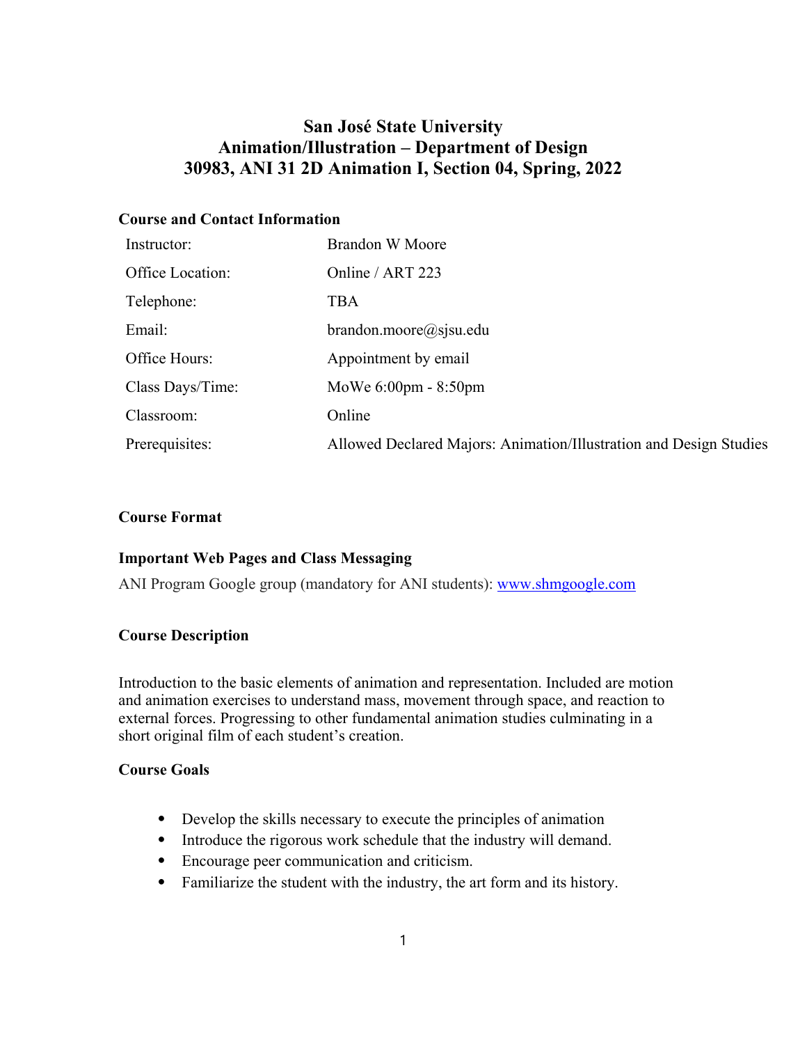# San José State University
# Animation/Illustration – Department of Design
# 30983, ANI 31 2D Animation I, Section 04, Spring, 2022

## Course and Contact Information

| | |
|---|---|
| Instructor: | Brandon W Moore |
| Office Location: | Online / ART 223 |
| Telephone: | TBA |
| Email: | brandon.moore@sjsu.edu |
| Office Hours: | Appointment by email |
| Class Days/Time: | MoWe 6:00pm - 8:50pm |
| Classroom: | Online |
| Prerequisites: | Allowed Declared Majors: Animation/Illustration and Design Studies |

## Course Format

## Important Web Pages and Class Messaging

ANI Program Google group (mandatory for ANI students): [www.shmgoogle.com](www.shmgoogle.com)

## Course Description

Introduction to the basic elements of animation and representation. Included are motion and animation exercises to understand mass, movement through space, and reaction to external forces. Progressing to other fundamental animation studies culminating in a short original film of each student's creation.

## Course Goals

- Develop the skills necessary to execute the principles of animation
- Introduce the rigorous work schedule that the industry will demand.
- Encourage peer communication and criticism.
- Familiarize the student with the industry, the art form and its history.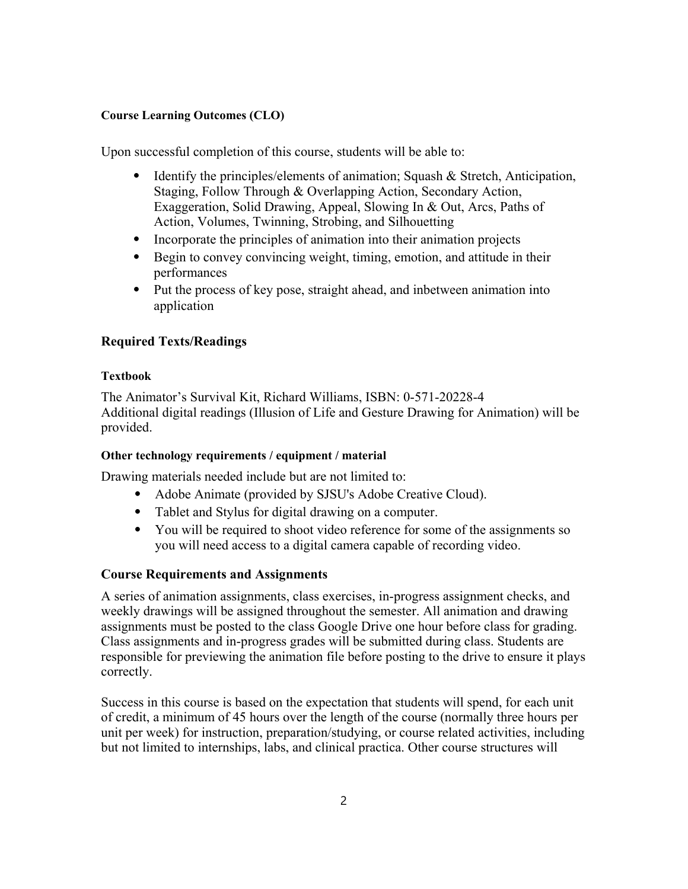### Course Learning Outcomes (CLO)

Upon successful completion of this course, students will be able to:

- Identify the principles/elements of animation; Squash & Stretch, Anticipation, Staging, Follow Through & Overlapping Action, Secondary Action, Exaggeration, Solid Drawing, Appeal, Slowing In & Out, Arcs, Paths of Action, Volumes, Twinning, Strobing, and Silhouetting
- Incorporate the principles of animation into their animation projects
- Begin to convey convincing weight, timing, emotion, and attitude in their performances
- Put the process of key pose, straight ahead, and inbetween animation into application

## Required Texts/Readings

### Textbook

The Animator's Survival Kit, Richard Williams, ISBN: 0-571-20228-4
Additional digital readings (Illusion of Life and Gesture Drawing for Animation) will be provided.

### Other technology requirements / equipment / material

Drawing materials needed include but are not limited to:

- Adobe Animate (provided by SJSU's Adobe Creative Cloud).
- Tablet and Stylus for digital drawing on a computer.
- You will be required to shoot video reference for some of the assignments so you will need access to a digital camera capable of recording video.

## Course Requirements and Assignments

A series of animation assignments, class exercises, in-progress assignment checks, and weekly drawings will be assigned throughout the semester. All animation and drawing assignments must be posted to the class Google Drive one hour before class for grading. Class assignments and in-progress grades will be submitted during class. Students are responsible for previewing the animation file before posting to the drive to ensure it plays correctly.

Success in this course is based on the expectation that students will spend, for each unit of credit, a minimum of 45 hours over the length of the course (normally three hours per unit per week) for instruction, preparation/studying, or course related activities, including but not limited to internships, labs, and clinical practica. Other course structures will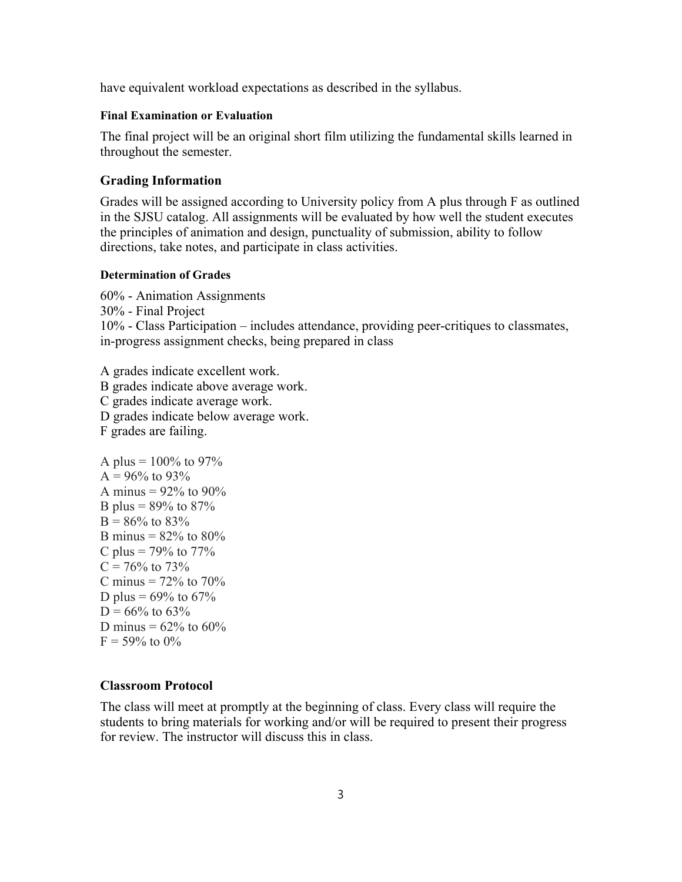have equivalent workload expectations as described in the syllabus.

#### Final Examination or Evaluation

The final project will be an original short film utilizing the fundamental skills learned in throughout the semester.

### Grading Information

Grades will be assigned according to University policy from A plus through F as outlined in the SJSU catalog. All assignments will be evaluated by how well the student executes the principles of animation and design, punctuality of submission, ability to follow directions, take notes, and participate in class activities.

#### Determination of Grades

60% - Animation Assignments
30% - Final Project
10% - Class Participation – includes attendance, providing peer-critiques to classmates, in-progress assignment checks, being prepared in class

A grades indicate excellent work.
B grades indicate above average work.
C grades indicate average work.
D grades indicate below average work.
F grades are failing.

A plus = 100% to 97%
A = 96% to 93%
A minus = 92% to 90%
B plus = 89% to 87%
B = 86% to 83%
B minus = 82% to 80%
C plus = 79% to 77%
C = 76% to 73%
C minus = 72% to 70%
D plus = 69% to 67%
D = 66% to 63%
D minus = 62% to 60%
F = 59% to 0%

### Classroom Protocol

The class will meet at promptly at the beginning of class. Every class will require the students to bring materials for working and/or will be required to present their progress for review. The instructor will discuss this in class.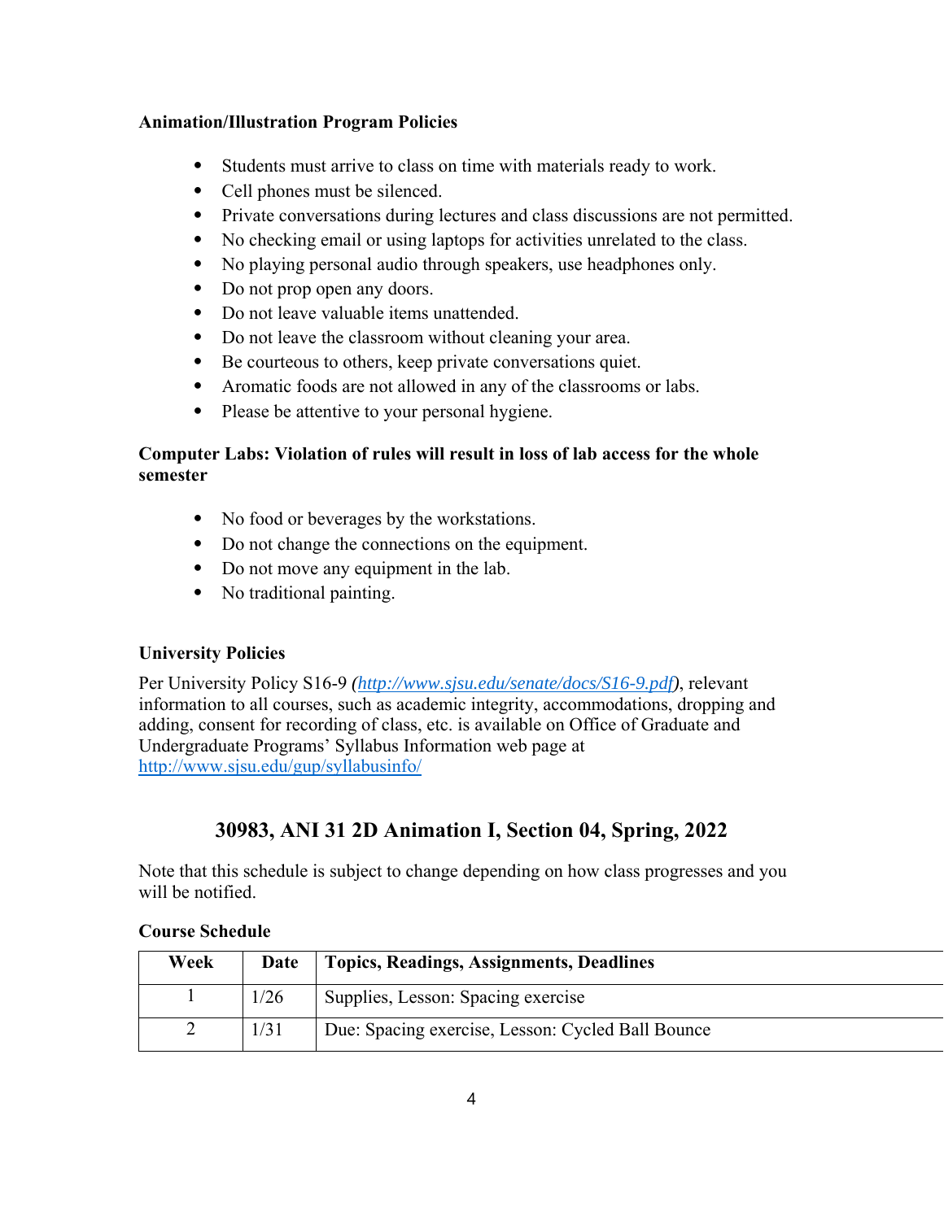**Animation/Illustration Program Policies**

- Students must arrive to class on time with materials ready to work.
- Cell phones must be silenced.
- Private conversations during lectures and class discussions are not permitted.
- No checking email or using laptops for activities unrelated to the class.
- No playing personal audio through speakers, use headphones only.
- Do not prop open any doors.
- Do not leave valuable items unattended.
- Do not leave the classroom without cleaning your area.
- Be courteous to others, keep private conversations quiet.
- Aromatic foods are not allowed in any of the classrooms or labs.
- Please be attentive to your personal hygiene.

**Computer Labs: Violation of rules will result in loss of lab access for the whole semester**

- No food or beverages by the workstations.
- Do not change the connections on the equipment.
- Do not move any equipment in the lab.
- No traditional painting.

**University Policies**

Per University Policy S16-9 *(http://www.sjsu.edu/senate/docs/S16-9.pdf)*, relevant information to all courses, such as academic integrity, accommodations, dropping and adding, consent for recording of class, etc. is available on Office of Graduate and Undergraduate Programs' Syllabus Information web page at http://www.sjsu.edu/gup/syllabusinfo/

## 30983, ANI 31 2D Animation I, Section 04, Spring, 2022

Note that this schedule is subject to change depending on how class progresses and you will be notified.

**Course Schedule**

| Week | Date | Topics, Readings, Assignments, Deadlines |
|---|---|---|
| 1 | 1/26 | Supplies, Lesson: Spacing exercise |
| 2 | 1/31 | Due: Spacing exercise, Lesson: Cycled Ball Bounce |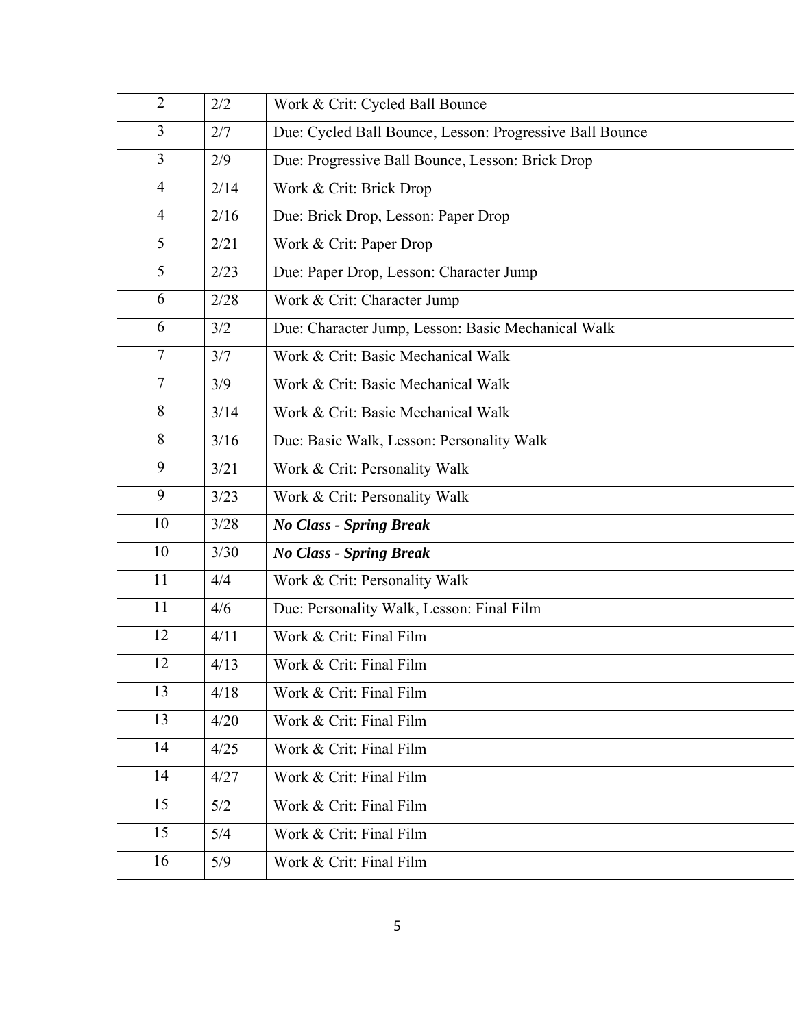| 2 | 2/2 | Work & Crit: Cycled Ball Bounce |
|---|---|---|
| 3 | 2/7 | Due: Cycled Ball Bounce, Lesson: Progressive Ball Bounce |
| 3 | 2/9 | Due: Progressive Ball Bounce, Lesson: Brick Drop |
| 4 | 2/14 | Work & Crit: Brick Drop |
| 4 | 2/16 | Due: Brick Drop, Lesson: Paper Drop |
| 5 | 2/21 | Work & Crit: Paper Drop |
| 5 | 2/23 | Due: Paper Drop, Lesson: Character Jump |
| 6 | 2/28 | Work & Crit: Character Jump |
| 6 | 3/2 | Due: Character Jump, Lesson: Basic Mechanical Walk |
| 7 | 3/7 | Work & Crit: Basic Mechanical Walk |
| 7 | 3/9 | Work & Crit: Basic Mechanical Walk |
| 8 | 3/14 | Work & Crit: Basic Mechanical Walk |
| 8 | 3/16 | Due: Basic Walk, Lesson: Personality Walk |
| 9 | 3/21 | Work & Crit: Personality Walk |
| 9 | 3/23 | Work & Crit: Personality Walk |
| 10 | 3/28 | ***No Class - Spring Break*** |
| 10 | 3/30 | ***No Class - Spring Break*** |
| 11 | 4/4 | Work & Crit: Personality Walk |
| 11 | 4/6 | Due: Personality Walk, Lesson: Final Film |
| 12 | 4/11 | Work & Crit: Final Film |
| 12 | 4/13 | Work & Crit: Final Film |
| 13 | 4/18 | Work & Crit: Final Film |
| 13 | 4/20 | Work & Crit: Final Film |
| 14 | 4/25 | Work & Crit: Final Film |
| 14 | 4/27 | Work & Crit: Final Film |
| 15 | 5/2 | Work & Crit: Final Film |
| 15 | 5/4 | Work & Crit: Final Film |
| 16 | 5/9 | Work & Crit: Final Film |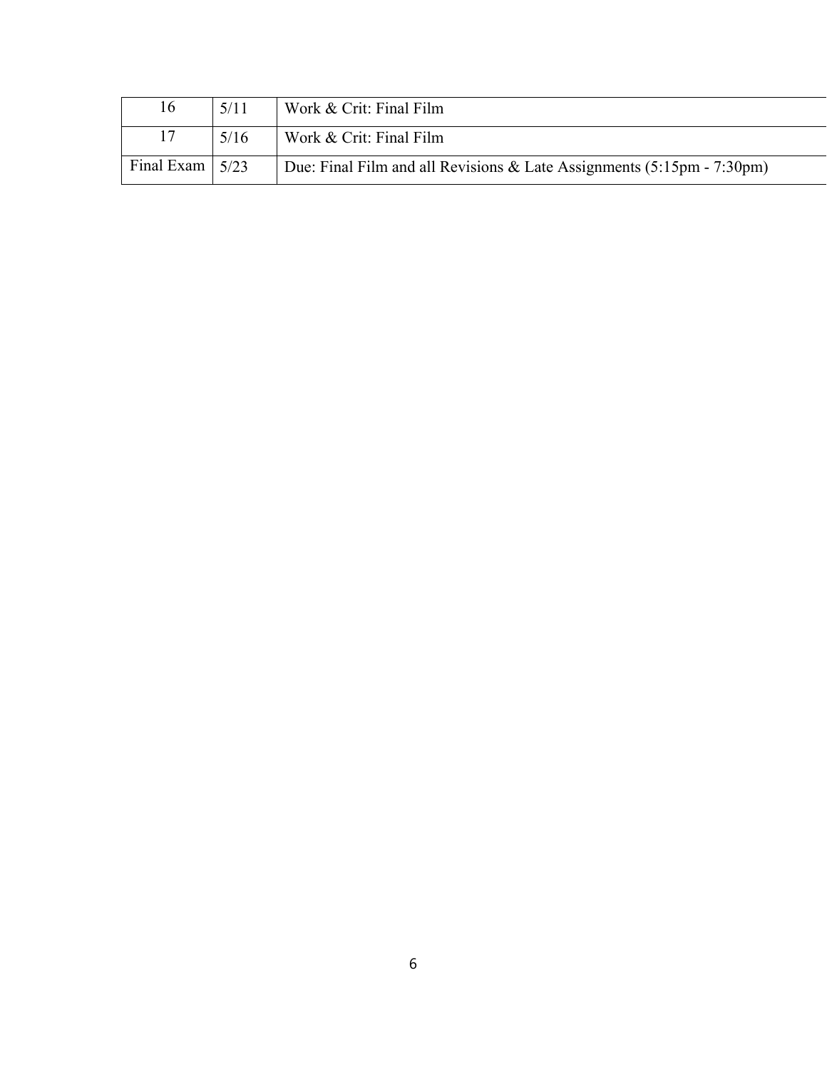| | | |
|---|---|---|
| 16 | 5/11 | Work & Crit: Final Film |
| 17 | 5/16 | Work & Crit: Final Film |
| Final Exam | 5/23 | Due: Final Film and all Revisions & Late Assignments (5:15pm - 7:30pm) |